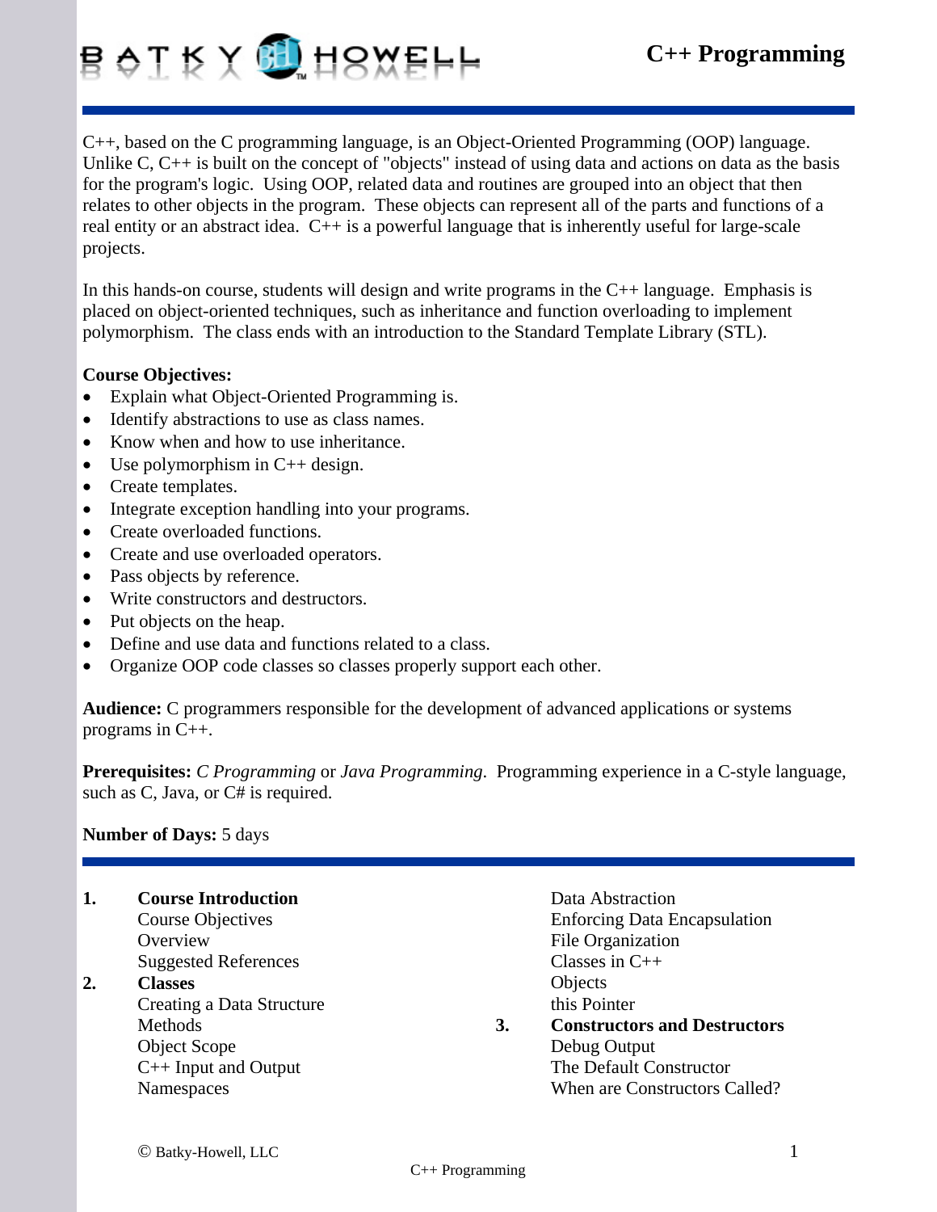# C++ Programming

C++, based on the C programming language, is an Object-Oriented Programming (OOP) language. Unlike C, C++ is built on the concept of "objects" instead of using data and actions on data as the basis for the program's logic. Using OOP, related data and routines are grouped into an object that then relates to other objects in the program. These objects can represent all of the parts and functions of a real entity or an abstract idea. C++ is a powerful language that is inherently useful for large-scale projects.

In this hands-on course, students will design and write programs in the C++ language. Emphasis is placed on object-oriented techniques, such as inheritance and function overloading to implement polymorphism. The class ends with an introduction to the Standard Template Library (STL).

**Course Objectives:**

- Explain what Object-Oriented Programming is.
- Identify abstractions to use as class names.
- Know when and how to use inheritance.
- Use polymorphism in C++ design.
- Create templates.
- Integrate exception handling into your programs.
- Create overloaded functions.
- Create and use overloaded operators.
- Pass objects by reference.
- Write constructors and destructors.
- Put objects on the heap.
- Define and use data and functions related to a class.
- Organize OOP code classes so classes properly support each other.

**Audience:** C programmers responsible for the development of advanced applications or systems programs in C++.

**Prerequisites:** *C Programming* or *Java Programming*. Programming experience in a C-style language, such as C, Java, or C# is required.

**Number of Days:** 5 days

**1. Course Introduction**
- Course Objectives
- Overview
- Suggested References

**2. Classes**
- Creating a Data Structure
- Methods
- Object Scope
- C++ Input and Output
- Namespaces
- Data Abstraction
- Enforcing Data Encapsulation
- File Organization
- Classes in C++
- Objects
- this Pointer

**3. Constructors and Destructors**
- Debug Output
- The Default Constructor
- When are Constructors Called?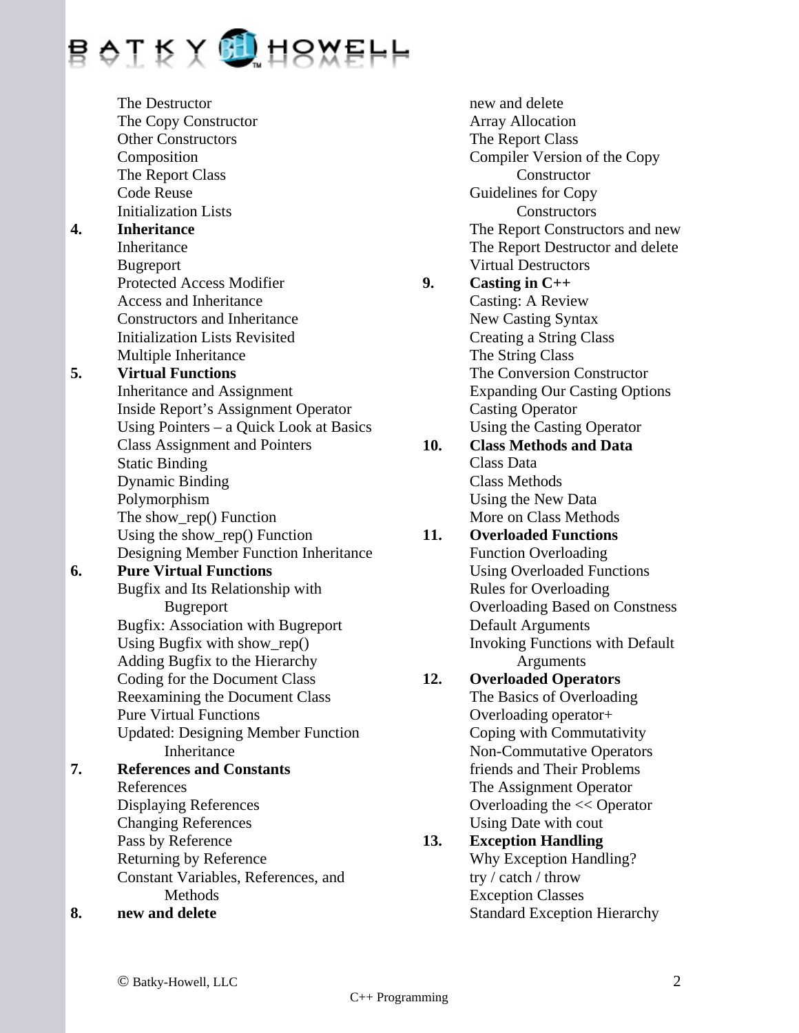The Destructor
The Copy Constructor
Other Constructors
Composition
The Report Class
Code Reuse
Initialization Lists

**4. Inheritance**

Inheritance
Bugreport
Protected Access Modifier
Access and Inheritance
Constructors and Inheritance
Initialization Lists Revisited
Multiple Inheritance

**5. Virtual Functions**

Inheritance and Assignment
Inside Report's Assignment Operator
Using Pointers – a Quick Look at Basics
Class Assignment and Pointers
Static Binding
Dynamic Binding
Polymorphism
The show_rep() Function
Using the show_rep() Function
Designing Member Function Inheritance

**6. Pure Virtual Functions**

Bugfix and Its Relationship with Bugreport
Bugfix: Association with Bugreport
Using Bugfix with show_rep()
Adding Bugfix to the Hierarchy
Coding for the Document Class
Reexamining the Document Class
Pure Virtual Functions
Updated: Designing Member Function Inheritance

**7. References and Constants**

References
Displaying References
Changing References
Pass by Reference
Returning by Reference
Constant Variables, References, and Methods

**8. new and delete**

new and delete
Array Allocation
The Report Class
Compiler Version of the Copy Constructor
Guidelines for Copy Constructors
The Report Constructors and new
The Report Destructor and delete
Virtual Destructors

**9. Casting in C++**

Casting: A Review
New Casting Syntax
Creating a String Class
The String Class
The Conversion Constructor
Expanding Our Casting Options
Casting Operator
Using the Casting Operator

**10. Class Methods and Data**

Class Data
Class Methods
Using the New Data
More on Class Methods

**11. Overloaded Functions**

Function Overloading
Using Overloaded Functions
Rules for Overloading
Overloading Based on Constness
Default Arguments
Invoking Functions with Default Arguments

**12. Overloaded Operators**

The Basics of Overloading
Overloading operator+
Coping with Commutativity
Non-Commutative Operators
friends and Their Problems
The Assignment Operator
Overloading the << Operator
Using Date with cout

**13. Exception Handling**

Why Exception Handling?
try / catch / throw
Exception Classes
Standard Exception Hierarchy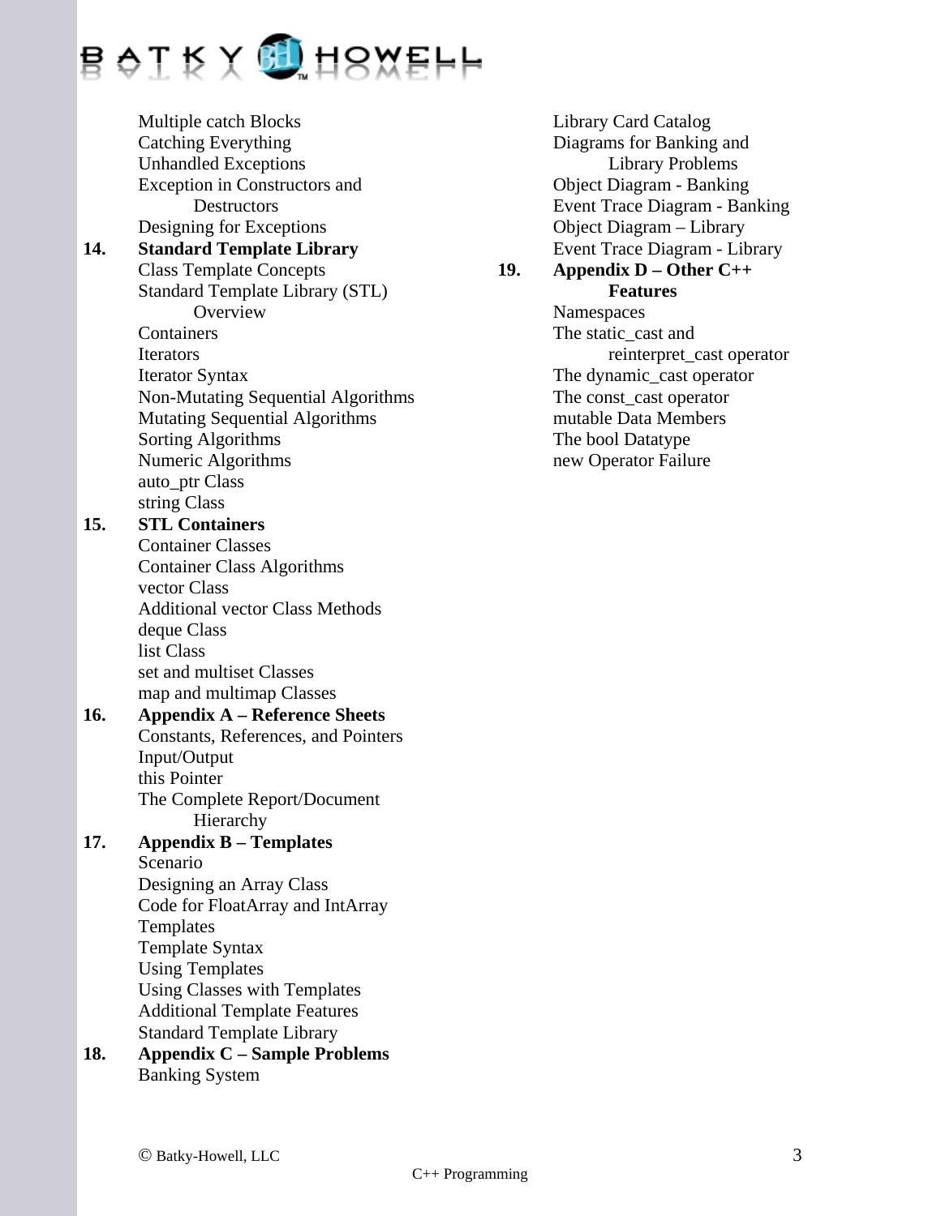Multiple catch Blocks
Catching Everything
Unhandled Exceptions
Exception in Constructors and Destructors
Designing for Exceptions

**14. Standard Template Library**

Class Template Concepts
Standard Template Library (STL) Overview
Containers
Iterators
Iterator Syntax
Non-Mutating Sequential Algorithms
Mutating Sequential Algorithms
Sorting Algorithms
Numeric Algorithms
auto_ptr Class
string Class

**15. STL Containers**

Container Classes
Container Class Algorithms
vector Class
Additional vector Class Methods
deque Class
list Class
set and multiset Classes
map and multimap Classes

**16. Appendix A – Reference Sheets**

Constants, References, and Pointers
Input/Output
this Pointer
The Complete Report/Document Hierarchy

**17. Appendix B – Templates**

Scenario
Designing an Array Class
Code for FloatArray and IntArray
Templates
Template Syntax
Using Templates
Using Classes with Templates
Additional Template Features
Standard Template Library

**18. Appendix C – Sample Problems**

Banking System
Library Card Catalog
Diagrams for Banking and Library Problems
Object Diagram - Banking
Event Trace Diagram - Banking
Object Diagram – Library
Event Trace Diagram - Library

**19. Appendix D – Other C++ Features**

Namespaces
The static_cast and reinterpret_cast operator
The dynamic_cast operator
The const_cast operator
mutable Data Members
The bool Datatype
new Operator Failure